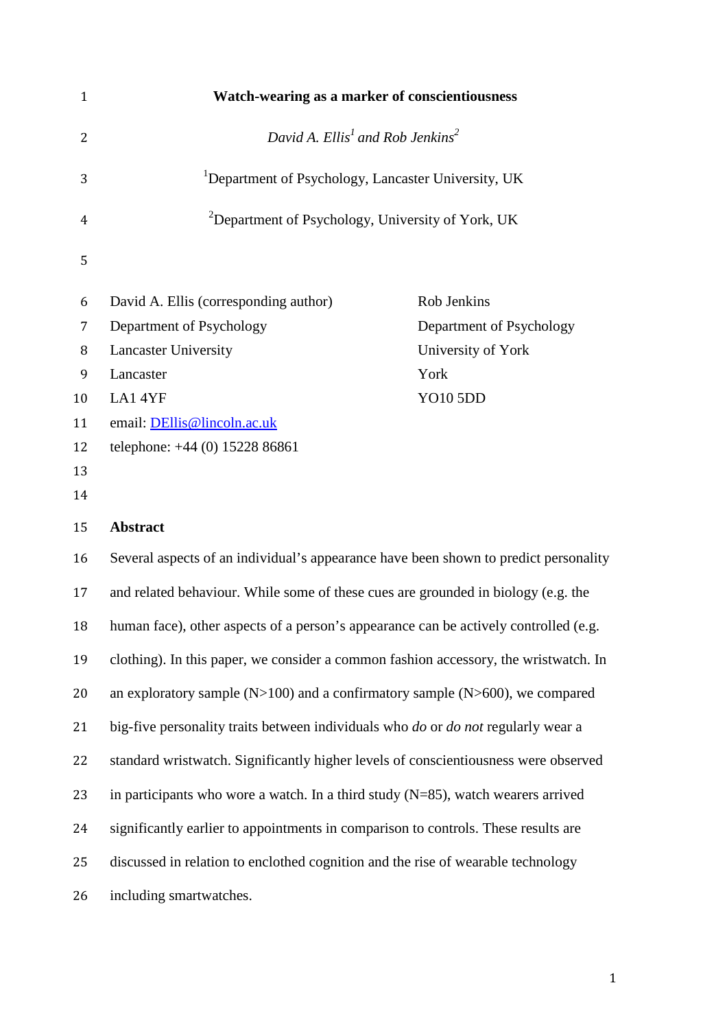# Watch-wearing as a marker of conscientiousness

*David A. Ellis[1] and Rob Jenkins[2]*

[1]Department of Psychology, Lancaster University, UK

[2]Department of Psychology, University of York, UK

David A. Ellis (corresponding author)
Department of Psychology
Lancaster University
Lancaster
LA1 4YF
email: DEllis@lincoln.ac.uk
telephone: +44 (0) 15228 86861

Rob Jenkins
Department of Psychology
University of York
York
YO10 5DD

## Abstract

Several aspects of an individual's appearance have been shown to predict personality and related behaviour. While some of these cues are grounded in biology (e.g. the human face), other aspects of a person's appearance can be actively controlled (e.g. clothing). In this paper, we consider a common fashion accessory, the wristwatch. In an exploratory sample (N>100) and a confirmatory sample (N>600), we compared big-five personality traits between individuals who *do* or *do not* regularly wear a standard wristwatch. Significantly higher levels of conscientiousness were observed in participants who wore a watch. In a third study (N=85), watch wearers arrived significantly earlier to appointments in comparison to controls. These results are discussed in relation to enclothed cognition and the rise of wearable technology including smartwatches.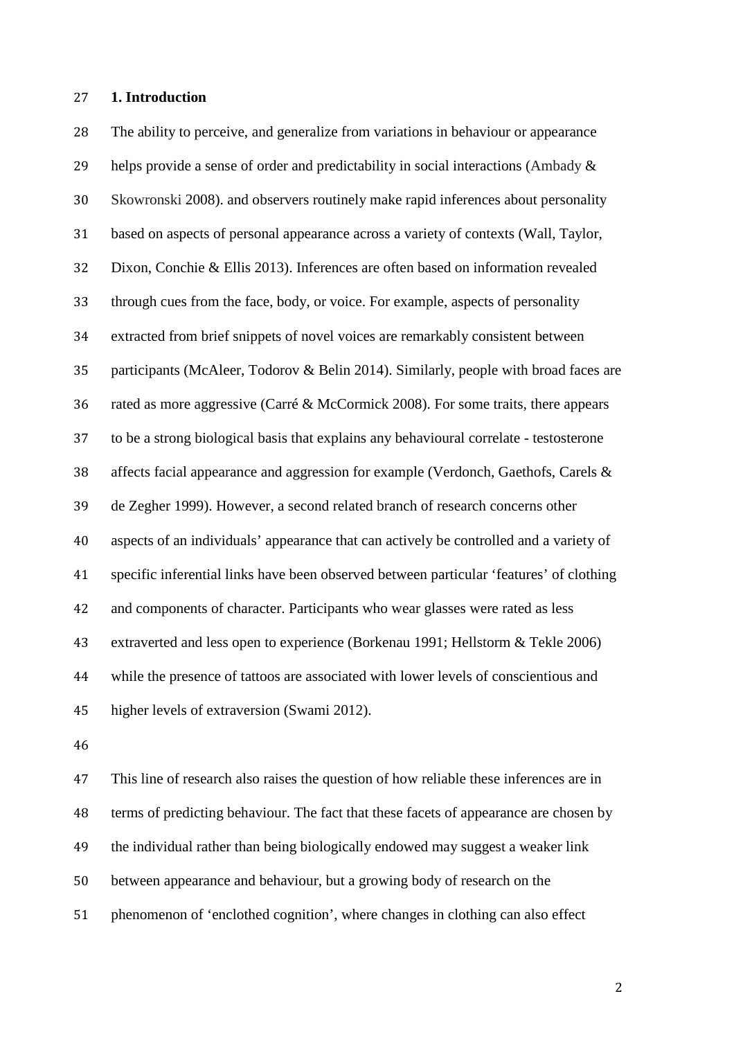## 1. Introduction

The ability to perceive, and generalize from variations in behaviour or appearance helps provide a sense of order and predictability in social interactions (Ambady & Skowronski 2008). and observers routinely make rapid inferences about personality based on aspects of personal appearance across a variety of contexts (Wall, Taylor, Dixon, Conchie & Ellis 2013). Inferences are often based on information revealed through cues from the face, body, or voice. For example, aspects of personality extracted from brief snippets of novel voices are remarkably consistent between participants (McAleer, Todorov & Belin 2014). Similarly, people with broad faces are rated as more aggressive (Carré & McCormick 2008). For some traits, there appears to be a strong biological basis that explains any behavioural correlate - testosterone affects facial appearance and aggression for example (Verdonch, Gaethofs, Carels & de Zegher 1999). However, a second related branch of research concerns other aspects of an individuals' appearance that can actively be controlled and a variety of specific inferential links have been observed between particular 'features' of clothing and components of character. Participants who wear glasses were rated as less extraverted and less open to experience (Borkenau 1991; Hellstorm & Tekle 2006) while the presence of tattoos are associated with lower levels of conscientious and higher levels of extraversion (Swami 2012).

This line of research also raises the question of how reliable these inferences are in terms of predicting behaviour. The fact that these facets of appearance are chosen by the individual rather than being biologically endowed may suggest a weaker link between appearance and behaviour, but a growing body of research on the phenomenon of 'enclothed cognition', where changes in clothing can also effect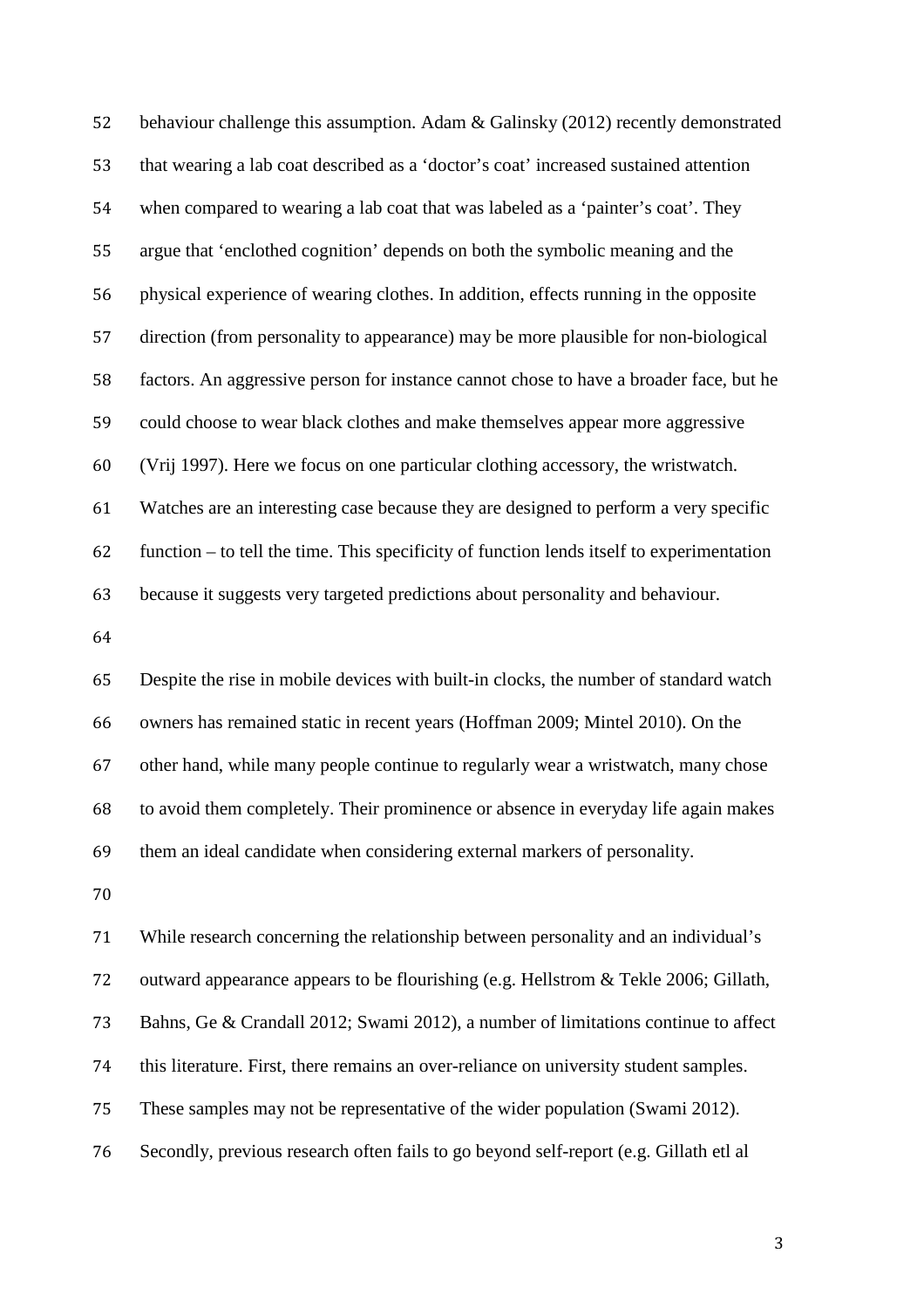behaviour challenge this assumption. Adam & Galinsky (2012) recently demonstrated that wearing a lab coat described as a 'doctor's coat' increased sustained attention when compared to wearing a lab coat that was labeled as a 'painter's coat'. They argue that 'enclothed cognition' depends on both the symbolic meaning and the physical experience of wearing clothes. In addition, effects running in the opposite direction (from personality to appearance) may be more plausible for non-biological factors. An aggressive person for instance cannot chose to have a broader face, but he could choose to wear black clothes and make themselves appear more aggressive (Vrij 1997). Here we focus on one particular clothing accessory, the wristwatch. Watches are an interesting case because they are designed to perform a very specific function – to tell the time. This specificity of function lends itself to experimentation because it suggests very targeted predictions about personality and behaviour.

Despite the rise in mobile devices with built-in clocks, the number of standard watch owners has remained static in recent years (Hoffman 2009; Mintel 2010). On the other hand, while many people continue to regularly wear a wristwatch, many chose to avoid them completely. Their prominence or absence in everyday life again makes them an ideal candidate when considering external markers of personality.

While research concerning the relationship between personality and an individual's outward appearance appears to be flourishing (e.g. Hellstrom & Tekle 2006; Gillath, Bahns, Ge & Crandall 2012; Swami 2012), a number of limitations continue to affect this literature. First, there remains an over-reliance on university student samples. These samples may not be representative of the wider population (Swami 2012). Secondly, previous research often fails to go beyond self-report (e.g. Gillath etl al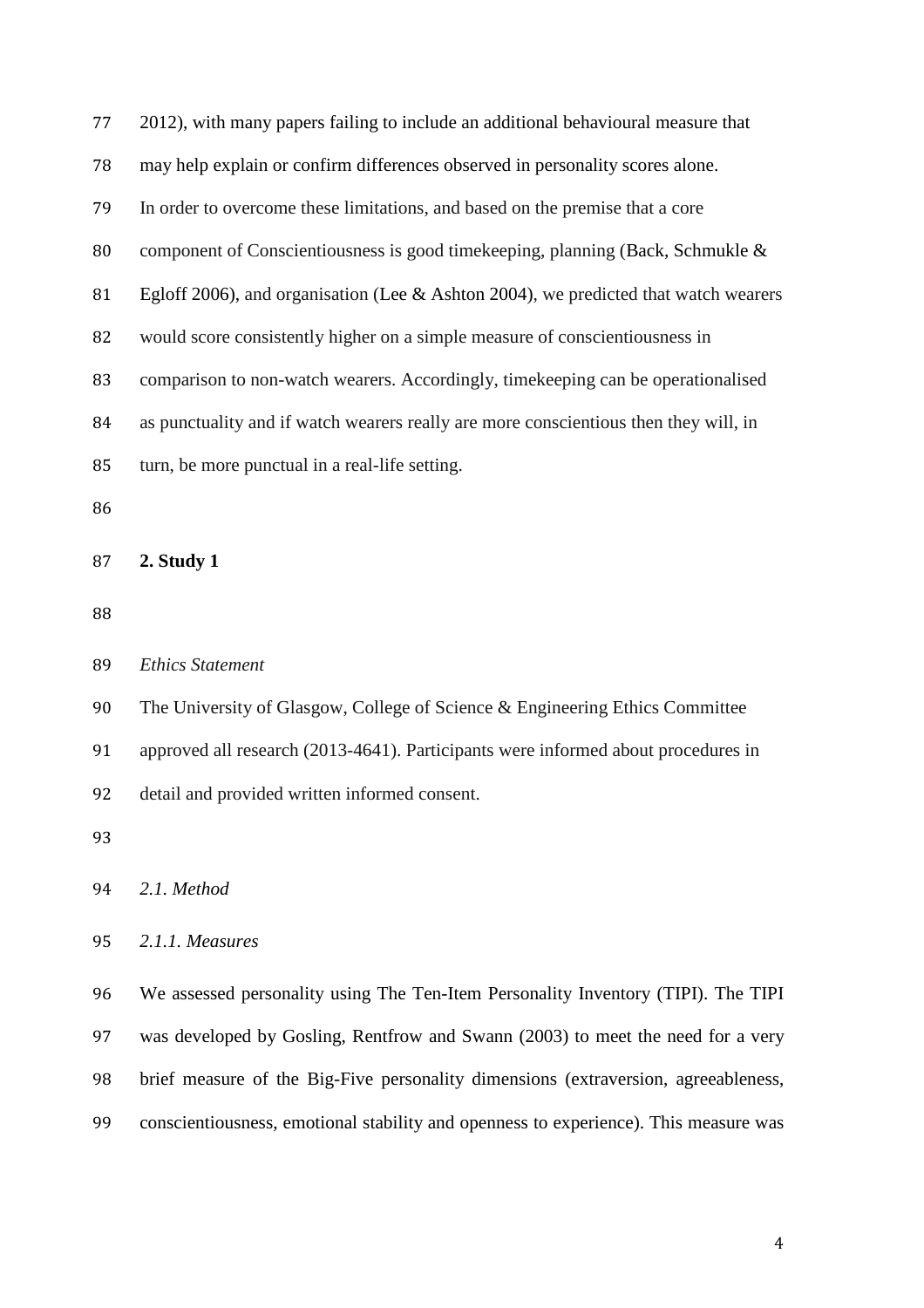2012), with many papers failing to include an additional behavioural measure that may help explain or confirm differences observed in personality scores alone. In order to overcome these limitations, and based on the premise that a core component of Conscientiousness is good timekeeping, planning (Back, Schmukle & Egloff 2006), and organisation (Lee & Ashton 2004), we predicted that watch wearers would score consistently higher on a simple measure of conscientiousness in comparison to non-watch wearers. Accordingly, timekeeping can be operationalised as punctuality and if watch wearers really are more conscientious then they will, in turn, be more punctual in a real-life setting.

## 2. Study 1

*Ethics Statement*

The University of Glasgow, College of Science & Engineering Ethics Committee approved all research (2013-4641). Participants were informed about procedures in detail and provided written informed consent.

### *2.1. Method*

#### *2.1.1. Measures*

We assessed personality using The Ten-Item Personality Inventory (TIPI). The TIPI was developed by Gosling, Rentfrow and Swann (2003) to meet the need for a very brief measure of the Big-Five personality dimensions (extraversion, agreeableness, conscientiousness, emotional stability and openness to experience). This measure was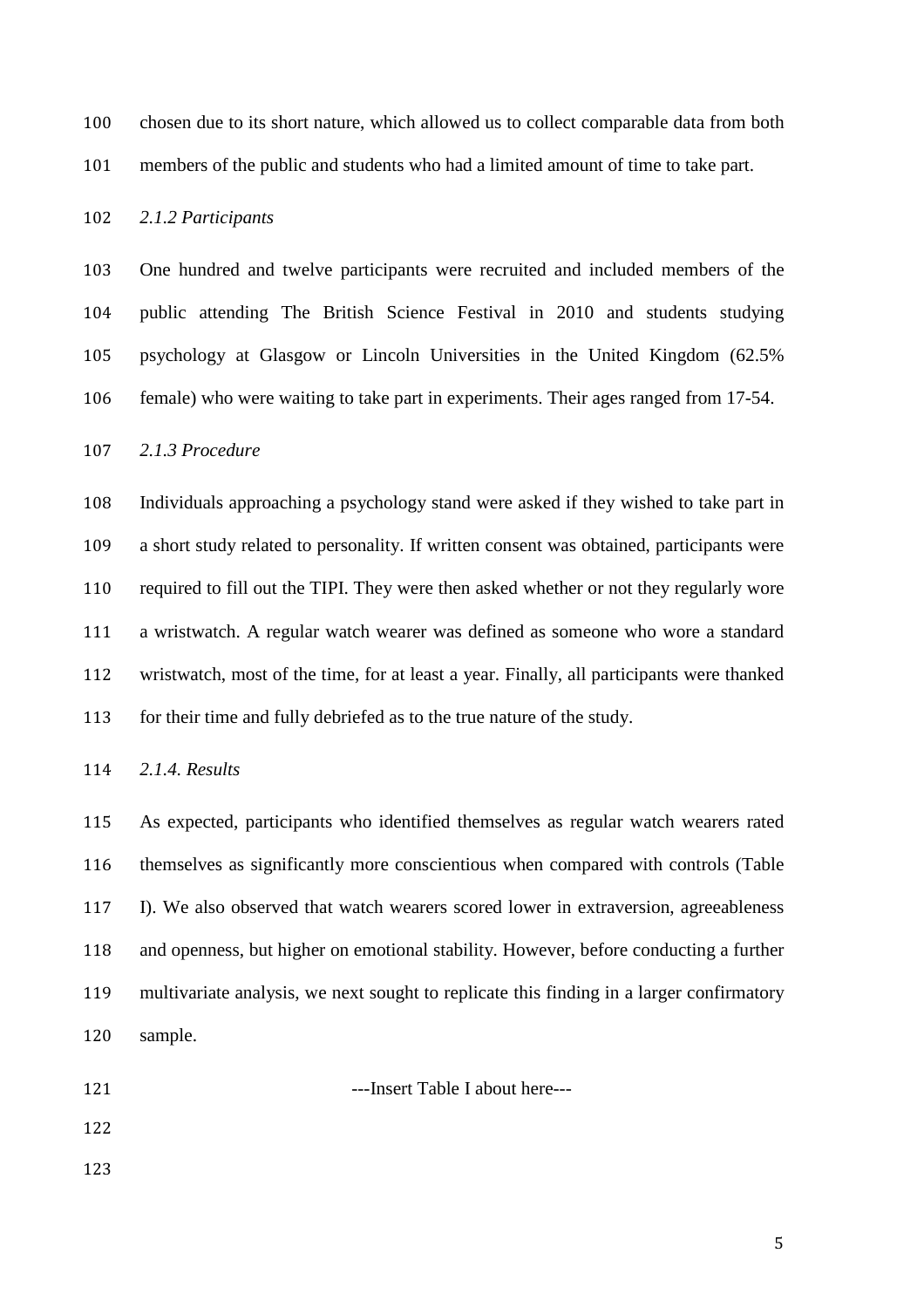chosen due to its short nature, which allowed us to collect comparable data from both members of the public and students who had a limited amount of time to take part.

*2.1.2 Participants*

One hundred and twelve participants were recruited and included members of the public attending The British Science Festival in 2010 and students studying psychology at Glasgow or Lincoln Universities in the United Kingdom (62.5% female) who were waiting to take part in experiments. Their ages ranged from 17-54.

*2.1.3 Procedure*

Individuals approaching a psychology stand were asked if they wished to take part in a short study related to personality. If written consent was obtained, participants were required to fill out the TIPI. They were then asked whether or not they regularly wore a wristwatch. A regular watch wearer was defined as someone who wore a standard wristwatch, most of the time, for at least a year. Finally, all participants were thanked for their time and fully debriefed as to the true nature of the study.

*2.1.4. Results*

As expected, participants who identified themselves as regular watch wearers rated themselves as significantly more conscientious when compared with controls (Table I). We also observed that watch wearers scored lower in extraversion, agreeableness and openness, but higher on emotional stability. However, before conducting a further multivariate analysis, we next sought to replicate this finding in a larger confirmatory sample.

---Insert Table I about here---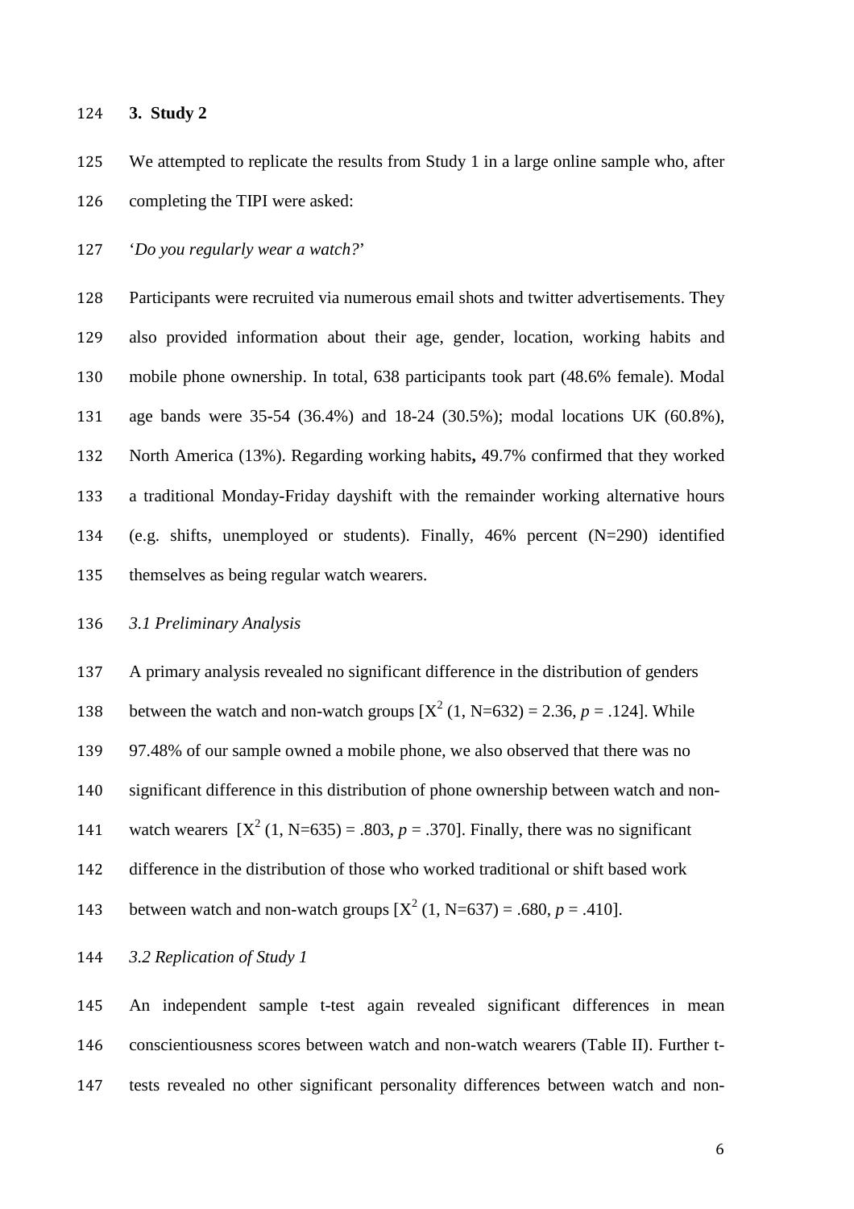## 3. Study 2

We attempted to replicate the results from Study 1 in a large online sample who, after completing the TIPI were asked:

'*Do you regularly wear a watch?*'

Participants were recruited via numerous email shots and twitter advertisements. They also provided information about their age, gender, location, working habits and mobile phone ownership. In total, 638 participants took part (48.6% female). Modal age bands were 35-54 (36.4%) and 18-24 (30.5%); modal locations UK (60.8%), North America (13%). Regarding working habits**,** 49.7% confirmed that they worked a traditional Monday-Friday dayshift with the remainder working alternative hours (e.g. shifts, unemployed or students). Finally, 46% percent (N=290) identified themselves as being regular watch wearers.

### *3.1 Preliminary Analysis*

A primary analysis revealed no significant difference in the distribution of genders between the watch and non-watch groups [$X^2$ (1, N=632) = 2.36, $p$ = .124]. While 97.48% of our sample owned a mobile phone, we also observed that there was no significant difference in this distribution of phone ownership between watch and non-watch wearers [$X^2$ (1, N=635) = .803, $p$ = .370]. Finally, there was no significant difference in the distribution of those who worked traditional or shift based work between watch and non-watch groups [$X^2$ (1, N=637) = .680, $p$ = .410].

### *3.2 Replication of Study 1*

An independent sample t-test again revealed significant differences in mean conscientiousness scores between watch and non-watch wearers (Table II). Further t-tests revealed no other significant personality differences between watch and non-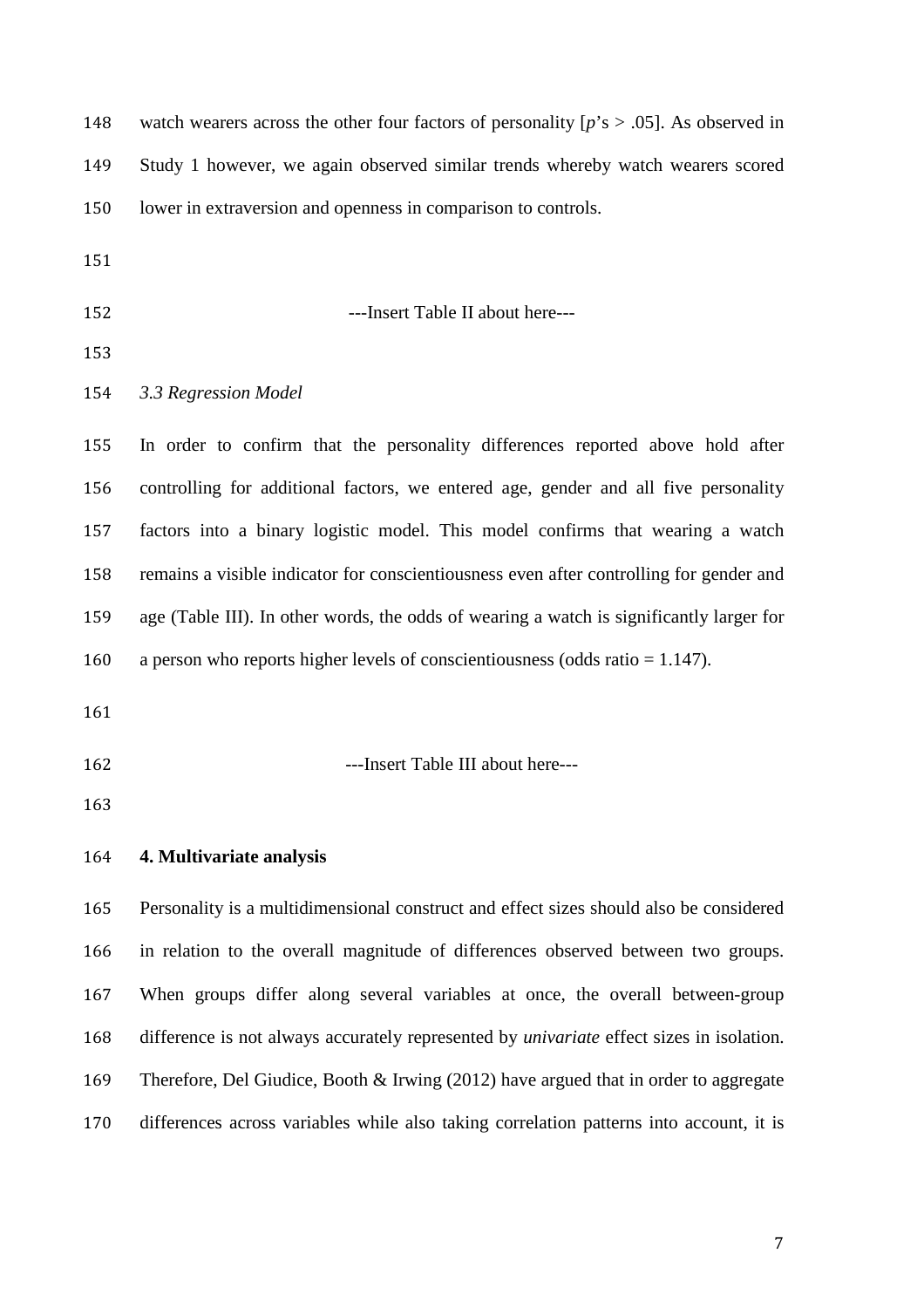watch wearers across the other four factors of personality [$p$'s > .05]. As observed in Study 1 however, we again observed similar trends whereby watch wearers scored lower in extraversion and openness in comparison to controls.

---Insert Table II about here---

### *3.3 Regression Model*

In order to confirm that the personality differences reported above hold after controlling for additional factors, we entered age, gender and all five personality factors into a binary logistic model. This model confirms that wearing a watch remains a visible indicator for conscientiousness even after controlling for gender and age (Table III). In other words, the odds of wearing a watch is significantly larger for a person who reports higher levels of conscientiousness (odds ratio = 1.147).

---Insert Table III about here---

## **4. Multivariate analysis**

Personality is a multidimensional construct and effect sizes should also be considered in relation to the overall magnitude of differences observed between two groups. When groups differ along several variables at once, the overall between-group difference is not always accurately represented by *univariate* effect sizes in isolation. Therefore, Del Giudice, Booth & Irwing (2012) have argued that in order to aggregate differences across variables while also taking correlation patterns into account, it is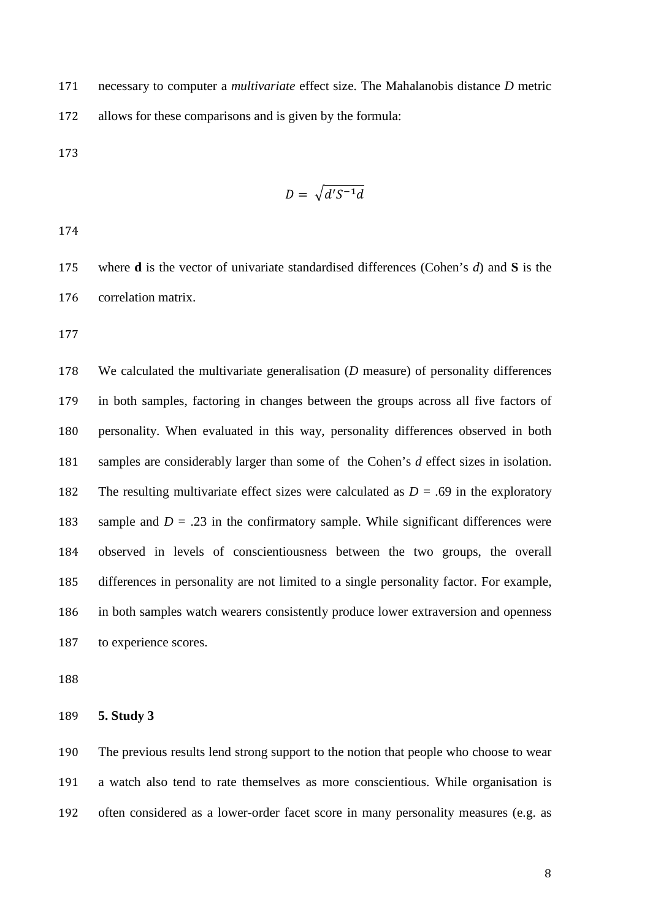necessary to computer a *multivariate* effect size. The Mahalanobis distance *D* metric allows for these comparisons and is given by the formula:

$$D = \sqrt{d'S^{-1}d}$$

where **d** is the vector of univariate standardised differences (Cohen's *d*) and **S** is the correlation matrix.

We calculated the multivariate generalisation (*D* measure) of personality differences in both samples, factoring in changes between the groups across all five factors of personality. When evaluated in this way, personality differences observed in both samples are considerably larger than some of the Cohen's *d* effect sizes in isolation. The resulting multivariate effect sizes were calculated as $D = .69$ in the exploratory sample and $D = .23$ in the confirmatory sample. While significant differences were observed in levels of conscientiousness between the two groups, the overall differences in personality are not limited to a single personality factor. For example, in both samples watch wearers consistently produce lower extraversion and openness to experience scores.

## 5. Study 3

The previous results lend strong support to the notion that people who choose to wear a watch also tend to rate themselves as more conscientious. While organisation is often considered as a lower-order facet score in many personality measures (e.g. as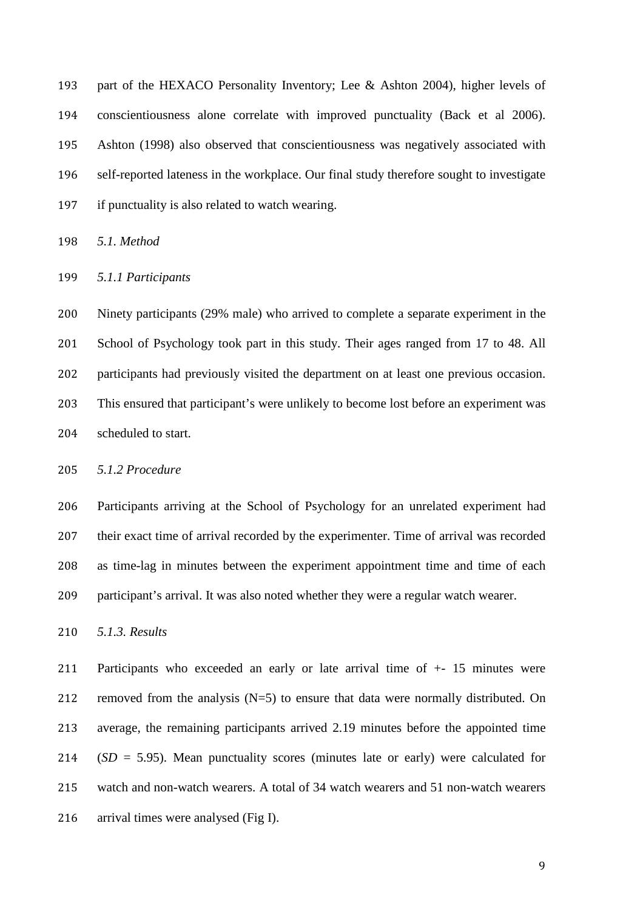part of the HEXACO Personality Inventory; Lee & Ashton 2004), higher levels of conscientiousness alone correlate with improved punctuality (Back et al 2006). Ashton (1998) also observed that conscientiousness was negatively associated with self-reported lateness in the workplace. Our final study therefore sought to investigate if punctuality is also related to watch wearing.

*5.1. Method*

*5.1.1 Participants*

Ninety participants (29% male) who arrived to complete a separate experiment in the School of Psychology took part in this study. Their ages ranged from 17 to 48. All participants had previously visited the department on at least one previous occasion. This ensured that participant's were unlikely to become lost before an experiment was scheduled to start.

*5.1.2 Procedure*

Participants arriving at the School of Psychology for an unrelated experiment had their exact time of arrival recorded by the experimenter. Time of arrival was recorded as time-lag in minutes between the experiment appointment time and time of each participant's arrival. It was also noted whether they were a regular watch wearer.

*5.1.3. Results*

Participants who exceeded an early or late arrival time of +- 15 minutes were removed from the analysis (N=5) to ensure that data were normally distributed. On average, the remaining participants arrived 2.19 minutes before the appointed time (*SD* = 5.95). Mean punctuality scores (minutes late or early) were calculated for watch and non-watch wearers. A total of 34 watch wearers and 51 non-watch wearers arrival times were analysed (Fig I).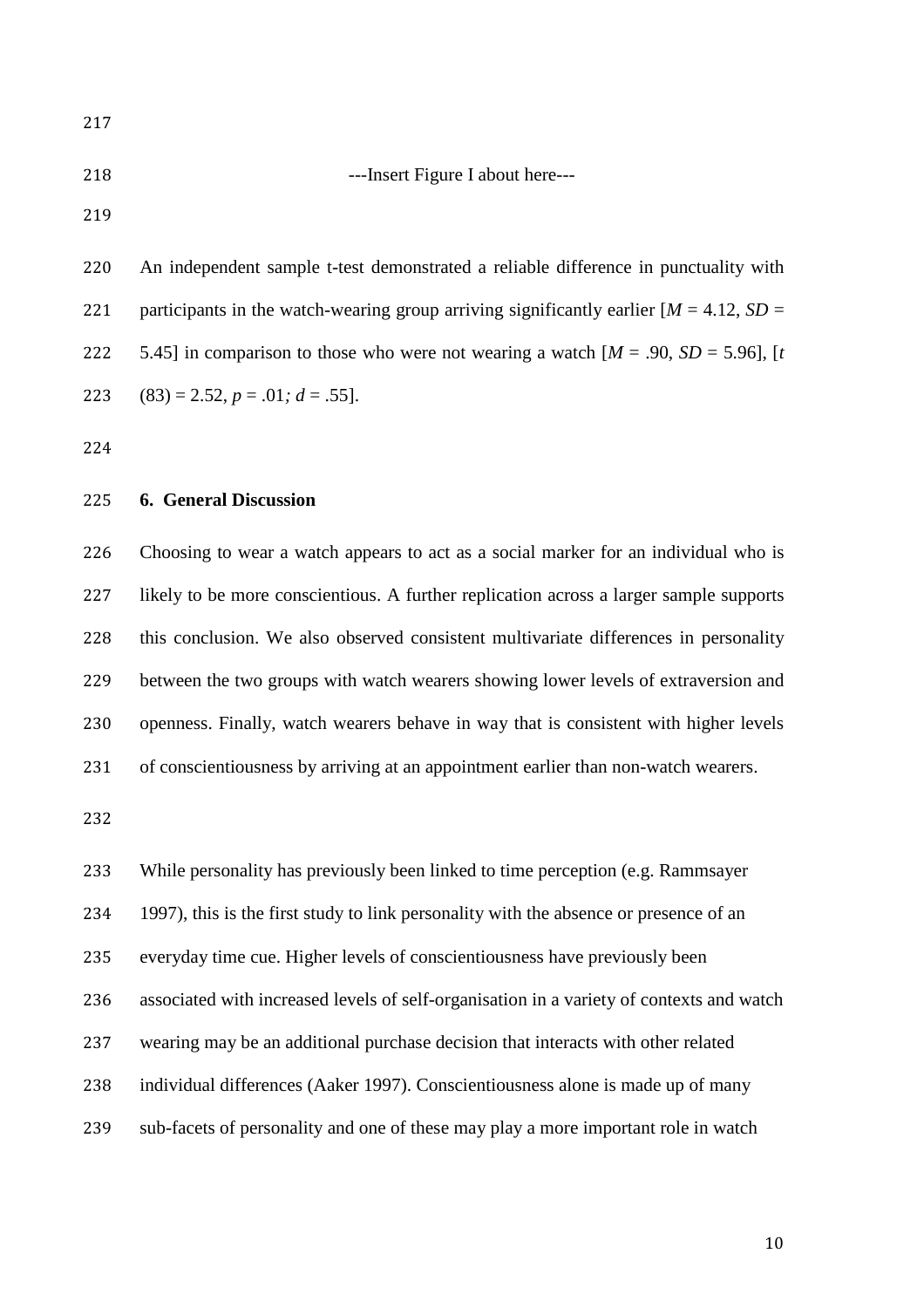---Insert Figure I about here---

An independent sample t-test demonstrated a reliable difference in punctuality with participants in the watch-wearing group arriving significantly earlier [$M$ = 4.12, $SD$ = 5.45] in comparison to those who were not wearing a watch [$M$ = .90, $SD$ = 5.96], [$t$ (83) = 2.52, $p$ = .01; $d$ = .55].

## 6. General Discussion

Choosing to wear a watch appears to act as a social marker for an individual who is likely to be more conscientious. A further replication across a larger sample supports this conclusion. We also observed consistent multivariate differences in personality between the two groups with watch wearers showing lower levels of extraversion and openness. Finally, watch wearers behave in way that is consistent with higher levels of conscientiousness by arriving at an appointment earlier than non-watch wearers.

While personality has previously been linked to time perception (e.g. Rammsayer 1997), this is the first study to link personality with the absence or presence of an everyday time cue. Higher levels of conscientiousness have previously been associated with increased levels of self-organisation in a variety of contexts and watch wearing may be an additional purchase decision that interacts with other related individual differences (Aaker 1997). Conscientiousness alone is made up of many sub-facets of personality and one of these may play a more important role in watch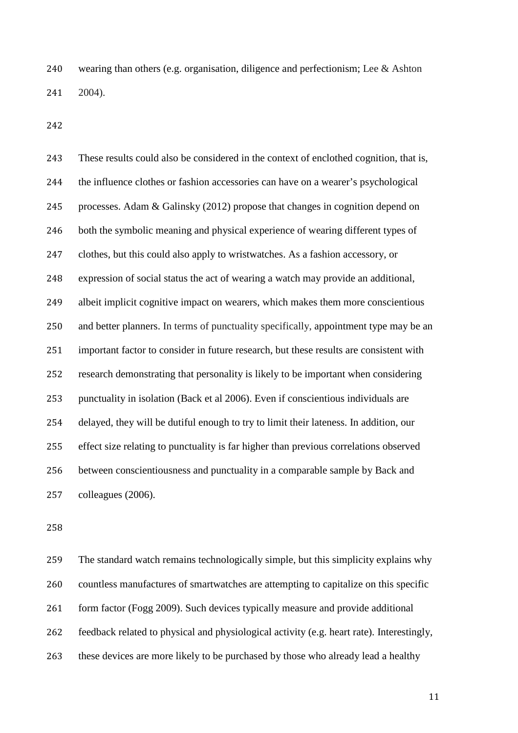wearing than others (e.g. organisation, diligence and perfectionism; Lee & Ashton 2004).

These results could also be considered in the context of enclothed cognition, that is, the influence clothes or fashion accessories can have on a wearer's psychological processes. Adam & Galinsky (2012) propose that changes in cognition depend on both the symbolic meaning and physical experience of wearing different types of clothes, but this could also apply to wristwatches. As a fashion accessory, or expression of social status the act of wearing a watch may provide an additional, albeit implicit cognitive impact on wearers, which makes them more conscientious and better planners. In terms of punctuality specifically, appointment type may be an important factor to consider in future research, but these results are consistent with research demonstrating that personality is likely to be important when considering punctuality in isolation (Back et al 2006). Even if conscientious individuals are delayed, they will be dutiful enough to try to limit their lateness. In addition, our effect size relating to punctuality is far higher than previous correlations observed between conscientiousness and punctuality in a comparable sample by Back and colleagues (2006).

The standard watch remains technologically simple, but this simplicity explains why countless manufactures of smartwatches are attempting to capitalize on this specific form factor (Fogg 2009). Such devices typically measure and provide additional feedback related to physical and physiological activity (e.g. heart rate). Interestingly, these devices are more likely to be purchased by those who already lead a healthy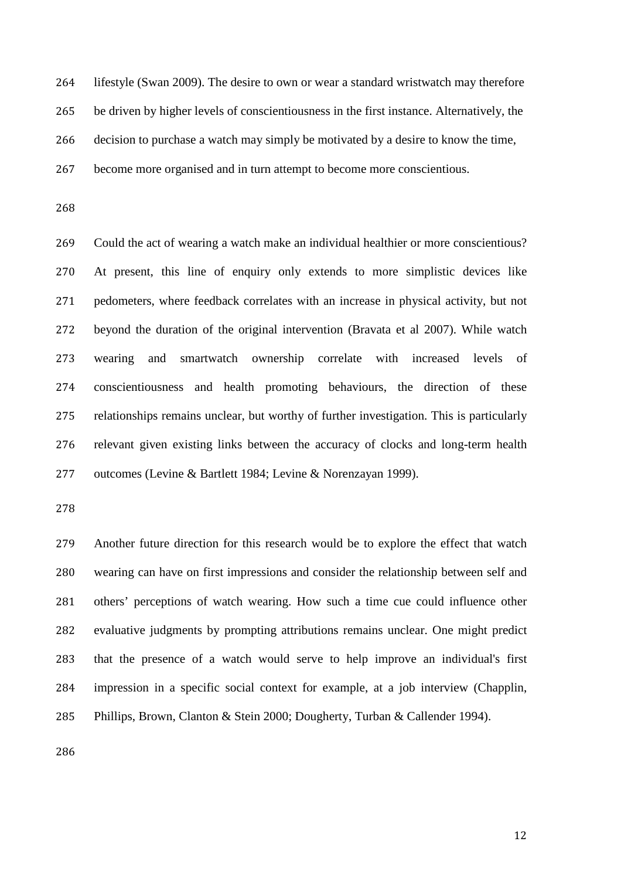lifestyle (Swan 2009). The desire to own or wear a standard wristwatch may therefore be driven by higher levels of conscientiousness in the first instance. Alternatively, the decision to purchase a watch may simply be motivated by a desire to know the time, become more organised and in turn attempt to become more conscientious.

Could the act of wearing a watch make an individual healthier or more conscientious? At present, this line of enquiry only extends to more simplistic devices like pedometers, where feedback correlates with an increase in physical activity, but not beyond the duration of the original intervention (Bravata et al 2007). While watch wearing and smartwatch ownership correlate with increased levels of conscientiousness and health promoting behaviours, the direction of these relationships remains unclear, but worthy of further investigation. This is particularly relevant given existing links between the accuracy of clocks and long-term health outcomes (Levine & Bartlett 1984; Levine & Norenzayan 1999).

Another future direction for this research would be to explore the effect that watch wearing can have on first impressions and consider the relationship between self and others' perceptions of watch wearing. How such a time cue could influence other evaluative judgments by prompting attributions remains unclear. One might predict that the presence of a watch would serve to help improve an individual's first impression in a specific social context for example, at a job interview (Chapplin, Phillips, Brown, Clanton & Stein 2000; Dougherty, Turban & Callender 1994).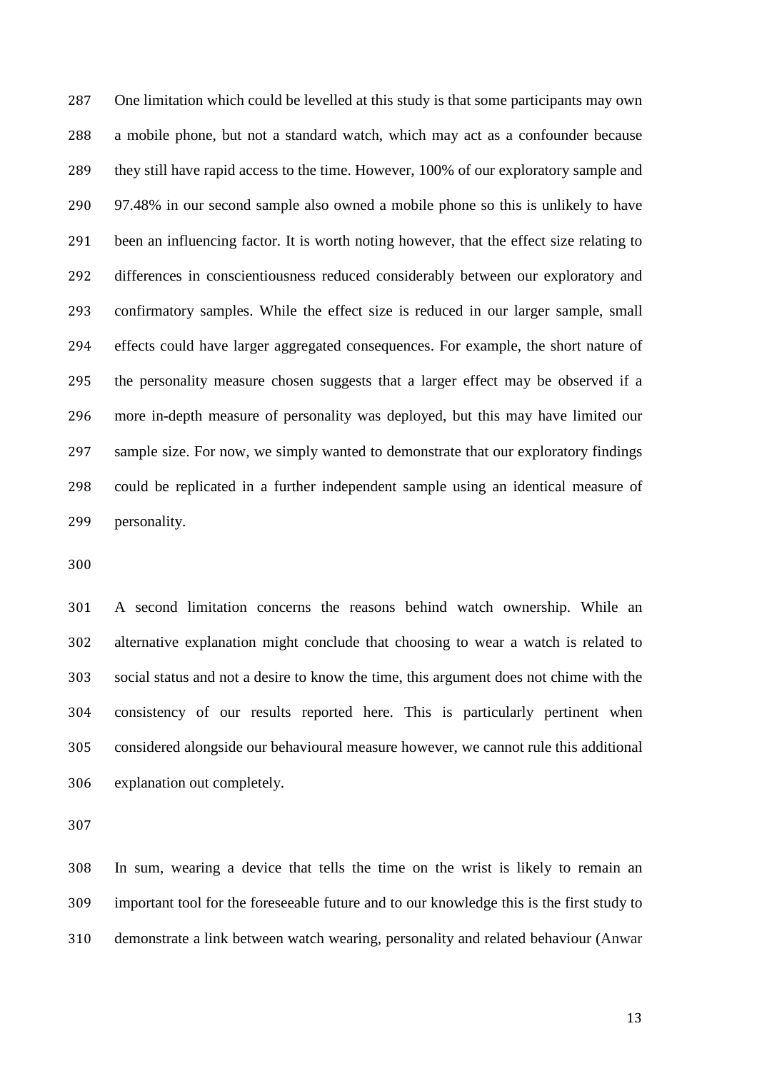One limitation which could be levelled at this study is that some participants may own a mobile phone, but not a standard watch, which may act as a confounder because they still have rapid access to the time. However, 100% of our exploratory sample and 97.48% in our second sample also owned a mobile phone so this is unlikely to have been an influencing factor. It is worth noting however, that the effect size relating to differences in conscientiousness reduced considerably between our exploratory and confirmatory samples. While the effect size is reduced in our larger sample, small effects could have larger aggregated consequences. For example, the short nature of the personality measure chosen suggests that a larger effect may be observed if a more in-depth measure of personality was deployed, but this may have limited our sample size. For now, we simply wanted to demonstrate that our exploratory findings could be replicated in a further independent sample using an identical measure of personality.

A second limitation concerns the reasons behind watch ownership. While an alternative explanation might conclude that choosing to wear a watch is related to social status and not a desire to know the time, this argument does not chime with the consistency of our results reported here. This is particularly pertinent when considered alongside our behavioural measure however, we cannot rule this additional explanation out completely.

In sum, wearing a device that tells the time on the wrist is likely to remain an important tool for the foreseeable future and to our knowledge this is the first study to demonstrate a link between watch wearing, personality and related behaviour (Anwar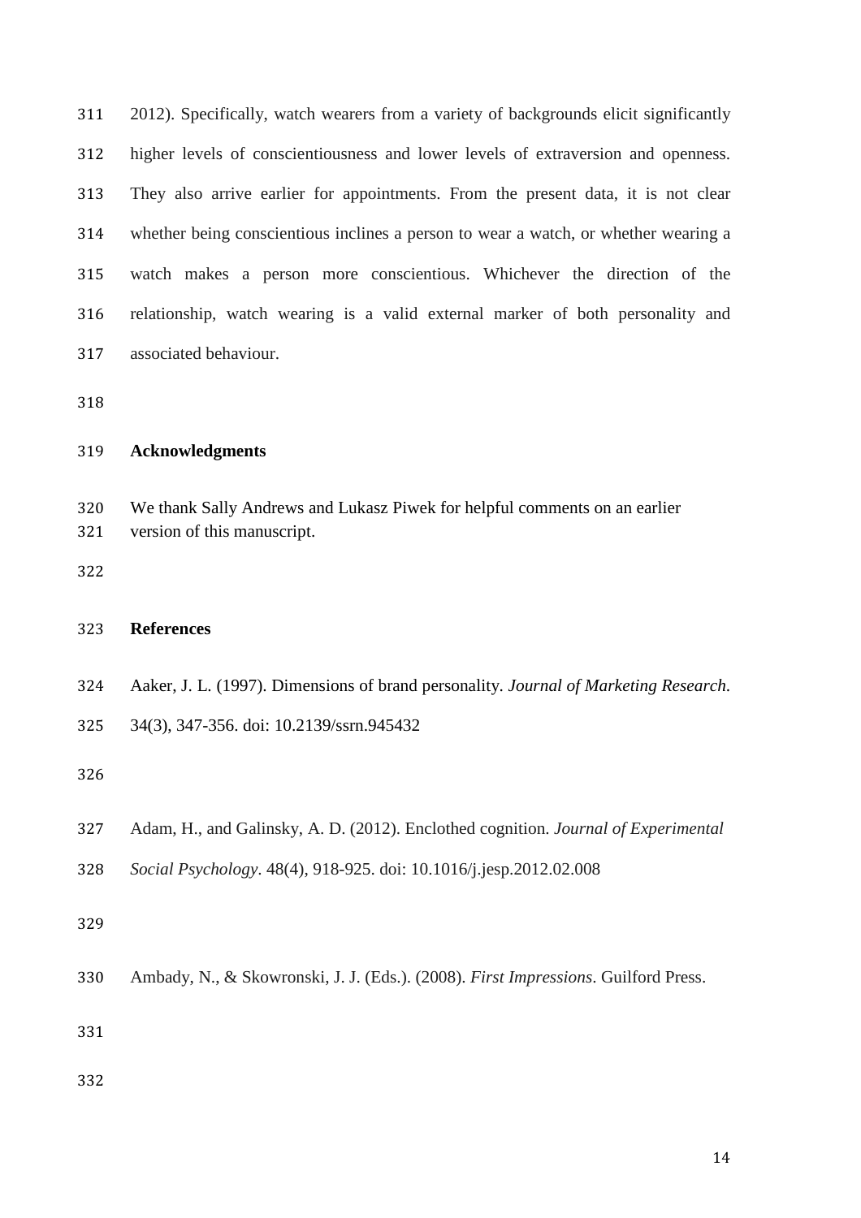2012). Specifically, watch wearers from a variety of backgrounds elicit significantly higher levels of conscientiousness and lower levels of extraversion and openness. They also arrive earlier for appointments. From the present data, it is not clear whether being conscientious inclines a person to wear a watch, or whether wearing a watch makes a person more conscientious. Whichever the direction of the relationship, watch wearing is a valid external marker of both personality and associated behaviour.

## Acknowledgments

We thank Sally Andrews and Lukasz Piwek for helpful comments on an earlier version of this manuscript.

## References

Aaker, J. L. (1997). Dimensions of brand personality. *Journal of Marketing Research.* 34(3), 347-356. doi: 10.2139/ssrn.945432

Adam, H., and Galinsky, A. D. (2012). Enclothed cognition. *Journal of Experimental Social Psychology*. 48(4), 918-925. doi: 10.1016/j.jesp.2012.02.008

Ambady, N., & Skowronski, J. J. (Eds.). (2008). *First Impressions*. Guilford Press.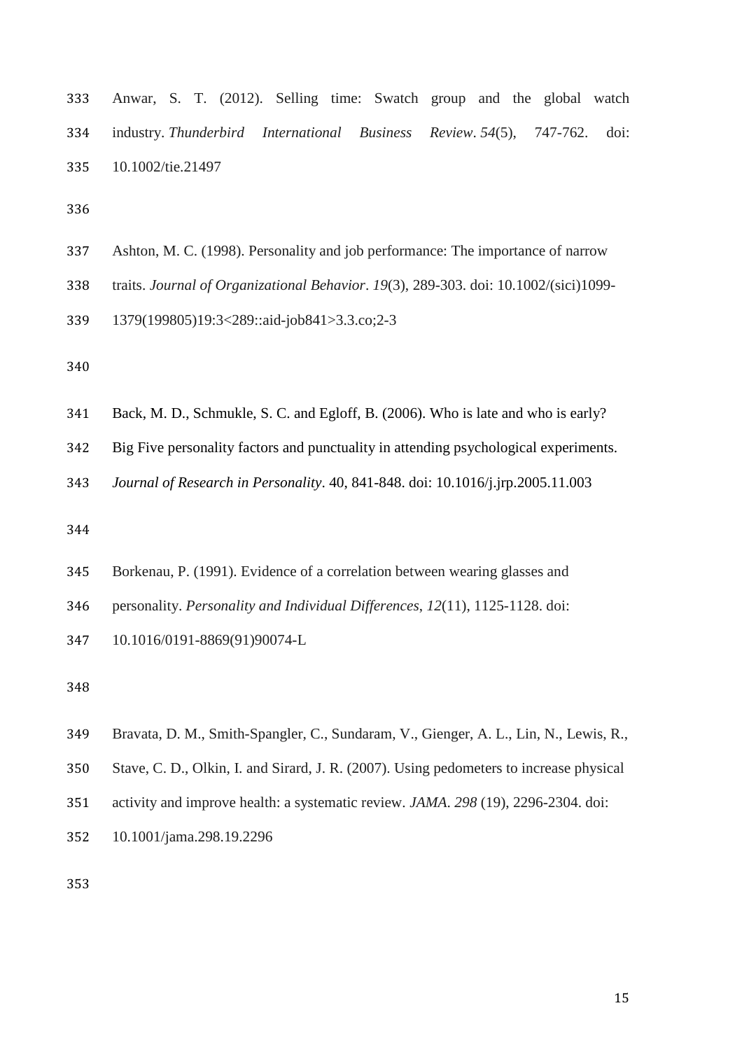Anwar, S. T. (2012). Selling time: Swatch group and the global watch industry. *Thunderbird International Business Review*. *54*(5), 747-762. doi: 10.1002/tie.21497

Ashton, M. C. (1998). Personality and job performance: The importance of narrow traits. *Journal of Organizational Behavior*. *19*(3), 289-303. doi: 10.1002/(sici)1099-1379(199805)19:3<289::aid-job841>3.3.co;2-3

Back, M. D., Schmukle, S. C. and Egloff, B. (2006). Who is late and who is early? Big Five personality factors and punctuality in attending psychological experiments. *Journal of Research in Personality*. 40, 841-848. doi: 10.1016/j.jrp.2005.11.003

Borkenau, P. (1991). Evidence of a correlation between wearing glasses and personality. *Personality and Individual Differences*, *12*(11), 1125-1128. doi: 10.1016/0191-8869(91)90074-L

Bravata, D. M., Smith-Spangler, C., Sundaram, V., Gienger, A. L., Lin, N., Lewis, R., Stave, C. D., Olkin, I. and Sirard, J. R. (2007). Using pedometers to increase physical activity and improve health: a systematic review. *JAMA*. *298* (19), 2296-2304. doi: 10.1001/jama.298.19.2296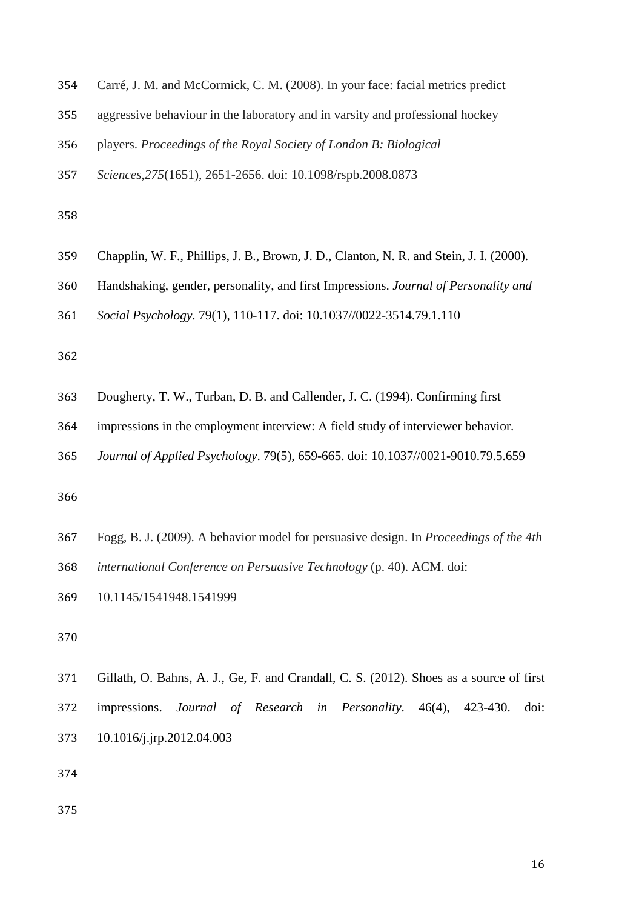Carré, J. M. and McCormick, C. M. (2008). In your face: facial metrics predict aggressive behaviour in the laboratory and in varsity and professional hockey players. *Proceedings of the Royal Society of London B: Biological Sciences*,*275*(1651), 2651-2656. doi: 10.1098/rspb.2008.0873

Chapplin, W. F., Phillips, J. B., Brown, J. D., Clanton, N. R. and Stein, J. I. (2000). Handshaking, gender, personality, and first Impressions. *Journal of Personality and Social Psychology*. 79(1), 110-117. doi: 10.1037//0022-3514.79.1.110

Dougherty, T. W., Turban, D. B. and Callender, J. C. (1994). Confirming first impressions in the employment interview: A field study of interviewer behavior. *Journal of Applied Psychology*. 79(5), 659-665. doi: 10.1037//0021-9010.79.5.659

Fogg, B. J. (2009). A behavior model for persuasive design. In *Proceedings of the 4th international Conference on Persuasive Technology* (p. 40). ACM. doi: 10.1145/1541948.1541999

Gillath, O. Bahns, A. J., Ge, F. and Crandall, C. S. (2012). Shoes as a source of first impressions. *Journal of Research in Personality*. 46(4), 423-430. doi: 10.1016/j.jrp.2012.04.003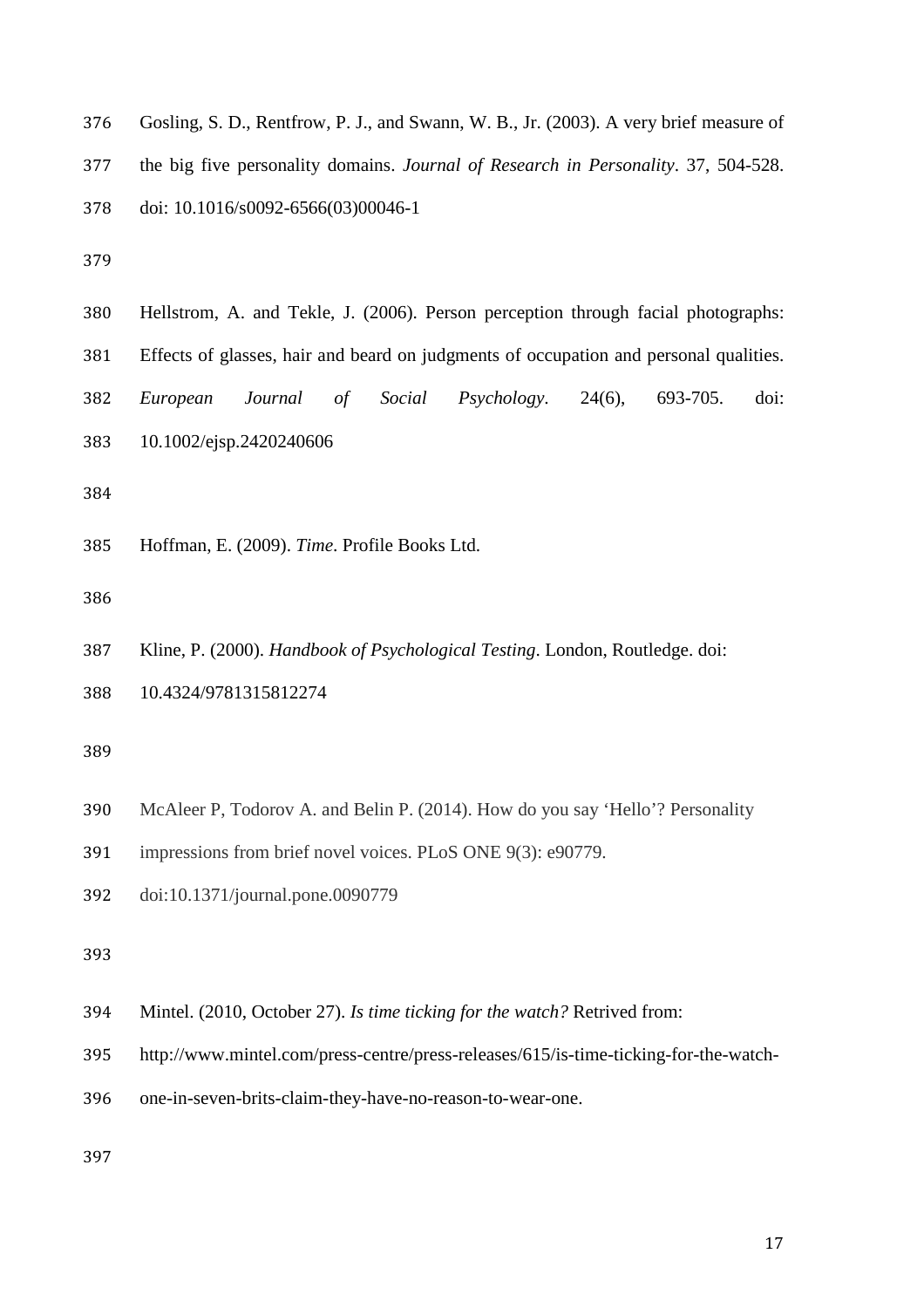Gosling, S. D., Rentfrow, P. J., and Swann, W. B., Jr. (2003). A very brief measure of the big five personality domains. *Journal of Research in Personality*. 37, 504-528. doi: 10.1016/s0092-6566(03)00046-1

Hellstrom, A. and Tekle, J. (2006). Person perception through facial photographs: Effects of glasses, hair and beard on judgments of occupation and personal qualities. *European Journal of Social Psychology*. 24(6), 693-705. doi: 10.1002/ejsp.2420240606

Hoffman, E. (2009). *Time*. Profile Books Ltd.

Kline, P. (2000). *Handbook of Psychological Testing*. London, Routledge. doi: 10.4324/9781315812274

McAleer P, Todorov A. and Belin P. (2014). How do you say 'Hello'? Personality impressions from brief novel voices. PLoS ONE 9(3): e90779. doi:10.1371/journal.pone.0090779

Mintel. (2010, October 27). *Is time ticking for the watch?* Retrived from: http://www.mintel.com/press-centre/press-releases/615/is-time-ticking-for-the-watch-one-in-seven-brits-claim-they-have-no-reason-to-wear-one.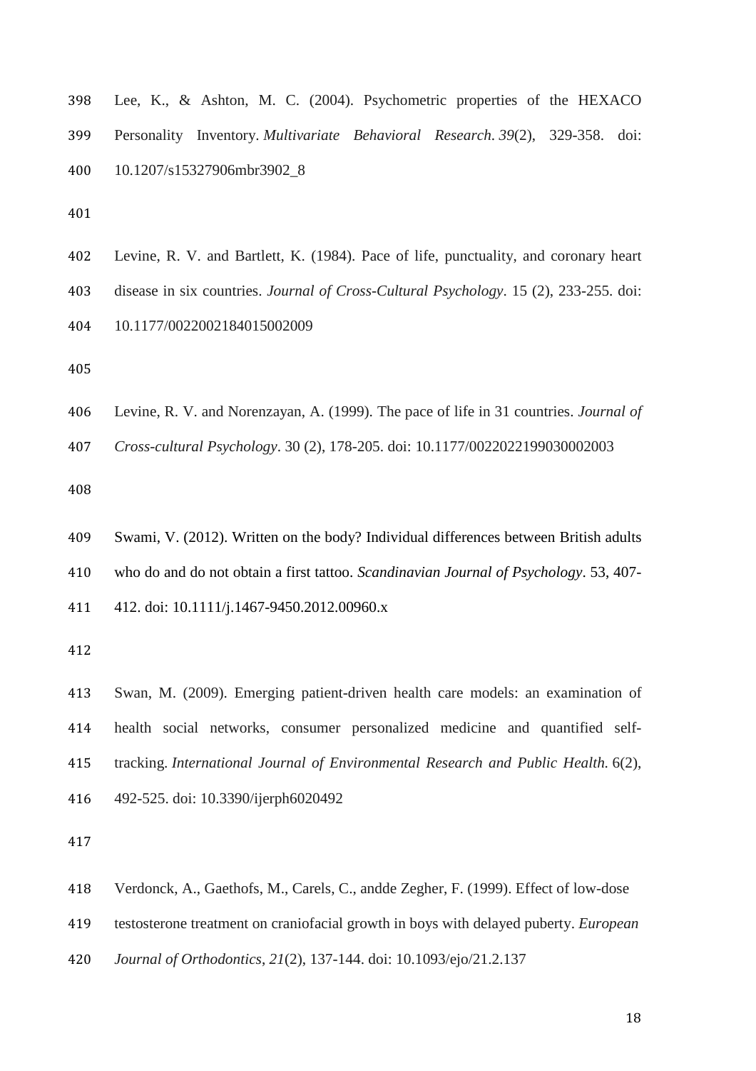Lee, K., & Ashton, M. C. (2004). Psychometric properties of the HEXACO Personality Inventory. *Multivariate Behavioral Research. 39*(2), 329-358. doi: 10.1207/s15327906mbr3902_8

Levine, R. V. and Bartlett, K. (1984). Pace of life, punctuality, and coronary heart disease in six countries. *Journal of Cross-Cultural Psychology*. 15 (2), 233-255. doi: 10.1177/0022002184015002009

Levine, R. V. and Norenzayan, A. (1999). The pace of life in 31 countries. *Journal of Cross-cultural Psychology*. 30 (2), 178-205. doi: 10.1177/0022022199030002003

Swami, V. (2012). Written on the body? Individual differences between British adults who do and do not obtain a first tattoo. *Scandinavian Journal of Psychology*. 53, 407-412. doi: 10.1111/j.1467-9450.2012.00960.x

Swan, M. (2009). Emerging patient-driven health care models: an examination of health social networks, consumer personalized medicine and quantified self-tracking. *International Journal of Environmental Research and Public Health.* 6(2), 492-525. doi: 10.3390/ijerph6020492

Verdonck, A., Gaethofs, M., Carels, C., andde Zegher, F. (1999). Effect of low-dose testosterone treatment on craniofacial growth in boys with delayed puberty. *European Journal of Orthodontics*, *21*(2), 137-144. doi: 10.1093/ejo/21.2.137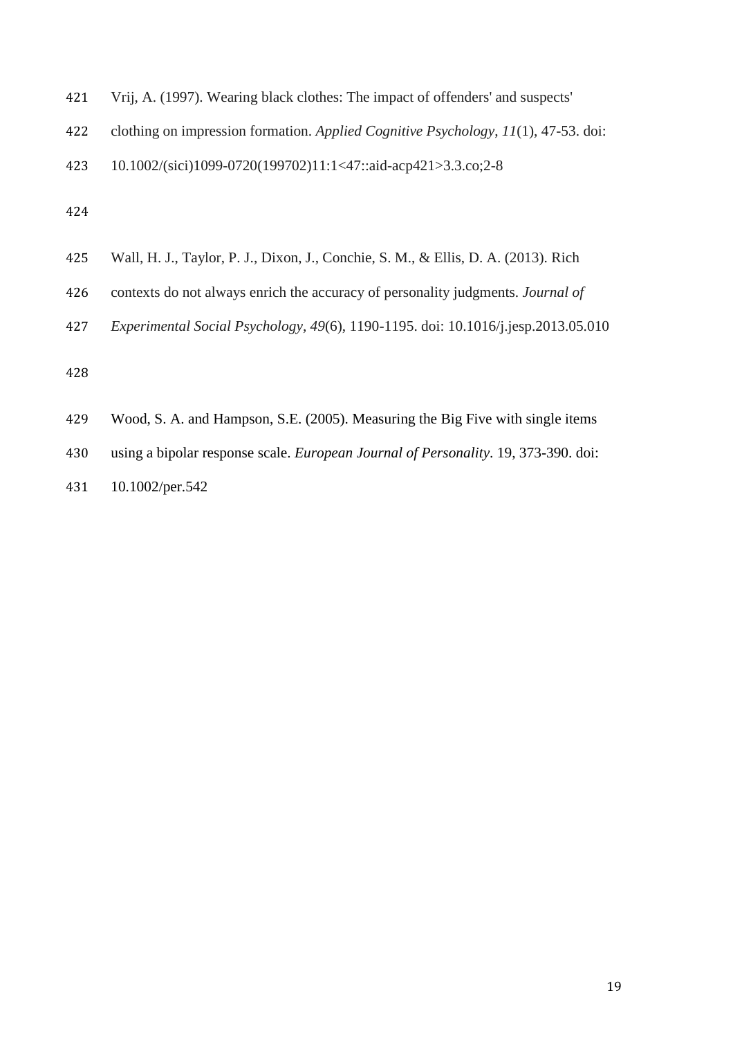Vrij, A. (1997). Wearing black clothes: The impact of offenders' and suspects' clothing on impression formation. *Applied Cognitive Psychology*, *11*(1), 47-53. doi: 10.1002/(sici)1099-0720(199702)11:1<47::aid-acp421>3.3.co;2-8

Wall, H. J., Taylor, P. J., Dixon, J., Conchie, S. M., & Ellis, D. A. (2013). Rich contexts do not always enrich the accuracy of personality judgments. *Journal of Experimental Social Psychology*, *49*(6), 1190-1195. doi: 10.1016/j.jesp.2013.05.010

Wood, S. A. and Hampson, S.E. (2005). Measuring the Big Five with single items using a bipolar response scale. *European Journal of Personality*. 19, 373-390. doi: 10.1002/per.542